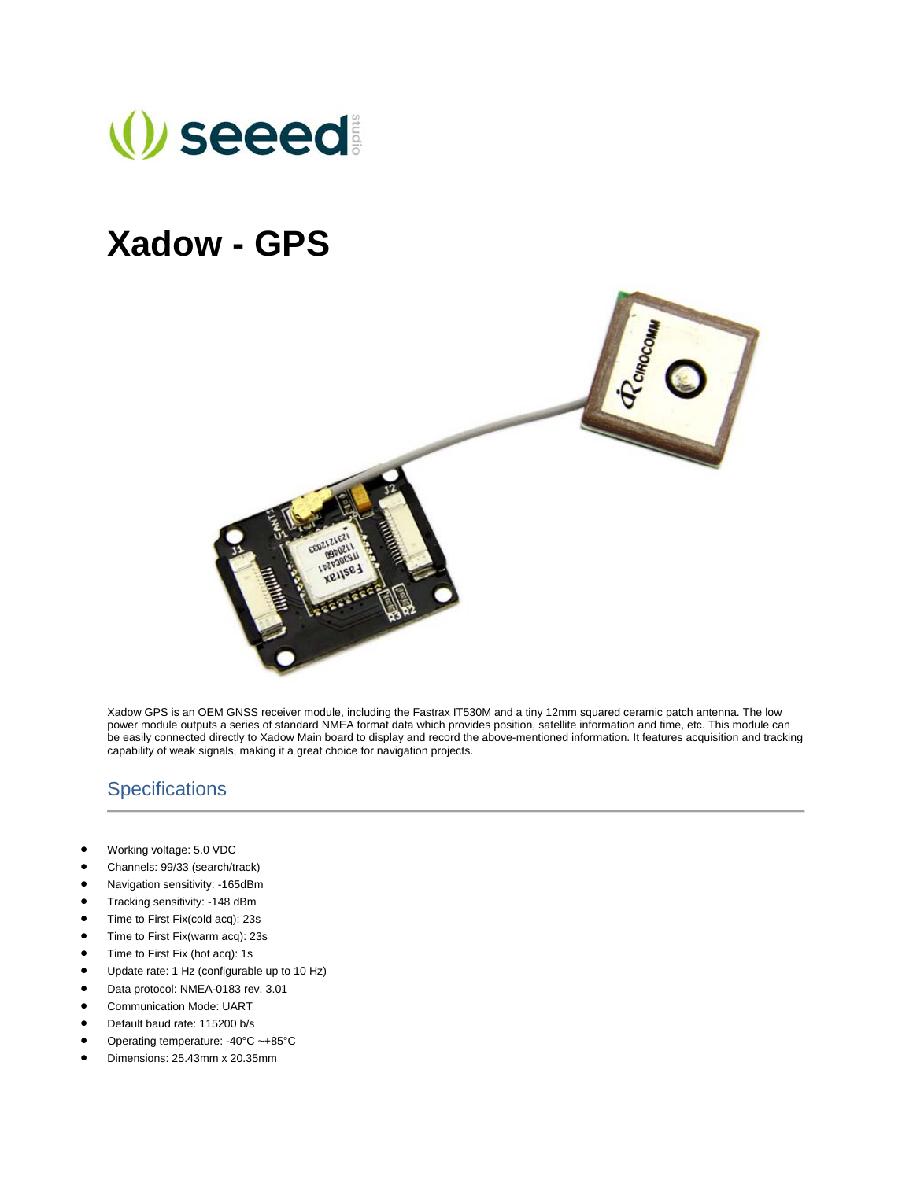# Xadow - GPS

Xadow GPS is an OEM GNSS receiver module, including the Fastrax IT530M and a tiny 12mm squared ceramic patch antenna. The low power module outputs a series of standard NMEA format data which provides position, satellite information and time, etc. This module can be easily connected directly to Xadow Main board to display and record the above-mentioned information. It features acquisition and tracking capability of weak signals, making it a great choice for navigation projects.

## Specifications

- Working voltage: 5.0 VDC
- Channels: 99/33 (search/track)
- Navigation sensitivity: -165dBm
- Tracking sensitivity: -148 dBm
- Time to First Fix(cold acq): 23s
- Time to First Fix(warm acq): 23s
- Time to First Fix (hot acq): 1s
- Update rate: 1 Hz (configurable up to 10 Hz)
- Data protocol: NMEA-0183 rev. 3.01
- Communication Mode: UART
- Default baud rate: 115200 b/s
- Operating temperature: -40°C ~+85°C
- Dimensions: 25.43mm x 20.35mm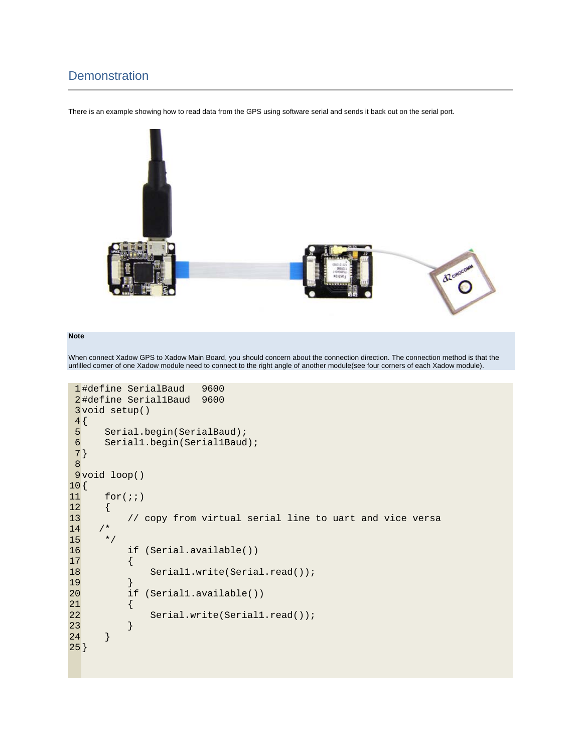## Demonstration

There is an example showing how to read data from the GPS using software serial and sends it back out on the serial port.

**Note**

When connect Xadow GPS to Xadow Main Board, you should concern about the connection direction. The connection method is that the unfilled corner of one Xadow module need to connect to the right angle of another module(see four corners of each Xadow module).

```
#define SerialBaud   9600
#define Serial1Baud  9600
void setup()
{
    Serial.begin(SerialBaud);
    Serial1.begin(Serial1Baud);
}

void loop()
{
    for(;;)
    {
        // copy from virtual serial line to uart and vice versa
   /*
    */
        if (Serial.available())
        {
            Serial1.write(Serial.read());
        }
        if (Serial1.available())
        {
            Serial.write(Serial1.read());
        }
    }
}
```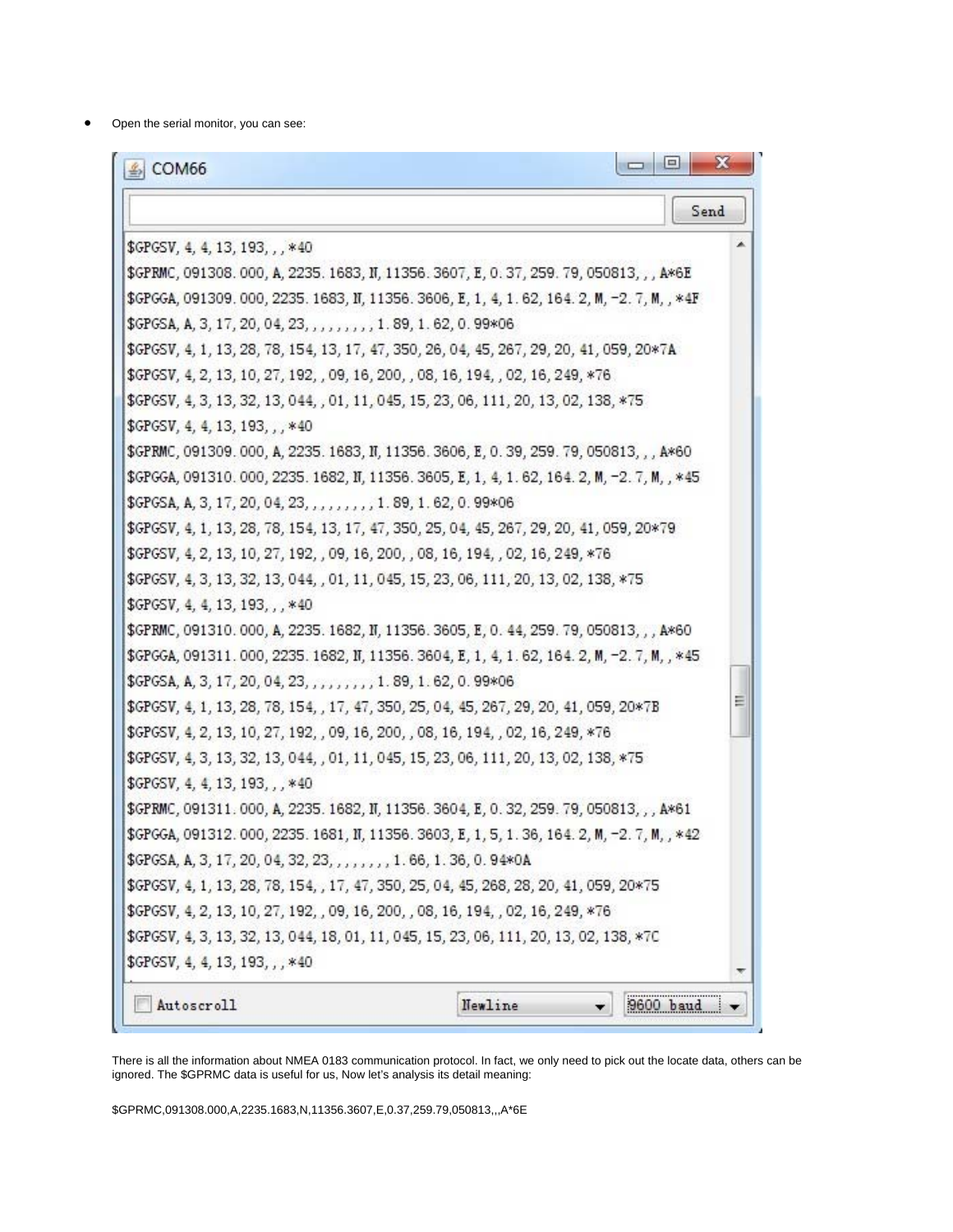- Open the serial monitor, you can see:

```
COM66

$GPGSV,4,4,13,193,,,*40
$GPRMC,091308.000,A,2235.1683,N,11356.3607,E,0.37,259.79,050813,,,A*6E
$GPGGA,091309.000,2235.1683,N,11356.3606,E,1,4,1.62,164.2,M,-2.7,M,,*4F
$GPGSA,A,3,17,20,04,23,,,,,,,,,1.89,1.62,0.99*06
$GPGSV,4,1,13,28,78,154,13,17,47,350,26,04,45,267,29,20,41,059,20*7A
$GPGSV,4,2,13,10,27,192,,09,16,200,,08,16,194,,02,16,249,*76
$GPGSV,4,3,13,32,13,044,,01,11,045,15,23,06,111,20,13,02,138,*75
$GPGSV,4,4,13,193,,,*40
$GPRMC,091309.000,A,2235.1683,N,11356.3606,E,0.39,259.79,050813,,,A*60
$GPGGA,091310.000,2235.1682,N,11356.3605,E,1,4,1.62,164.2,M,-2.7,M,,*45
$GPGSA,A,3,17,20,04,23,,,,,,,,,1.89,1.62,0.99*06
$GPGSV,4,1,13,28,78,154,13,17,47,350,25,04,45,267,29,20,41,059,20*79
$GPGSV,4,2,13,10,27,192,,09,16,200,,08,16,194,,02,16,249,*76
$GPGSV,4,3,13,32,13,044,,01,11,045,15,23,06,111,20,13,02,138,*75
$GPGSV,4,4,13,193,,,*40
$GPRMC,091310.000,A,2235.1682,N,11356.3605,E,0.44,259.79,050813,,,A*60
$GPGGA,091311.000,2235.1682,N,11356.3604,E,1,4,1.62,164.2,M,-2.7,M,,*45
$GPGSA,A,3,17,20,04,23,,,,,,,,,1.89,1.62,0.99*06
$GPGSV,4,1,13,28,78,154,,17,47,350,25,04,45,267,29,20,41,059,20*7B
$GPGSV,4,2,13,10,27,192,,09,16,200,,08,16,194,,02,16,249,*76
$GPGSV,4,3,13,32,13,044,,01,11,045,15,23,06,111,20,13,02,138,*75
$GPGSV,4,4,13,193,,,*40
$GPRMC,091311.000,A,2235.1682,N,11356.3604,E,0.32,259.79,050813,,,A*61
$GPGGA,091312.000,2235.1681,N,11356.3603,E,1,5,1.36,164.2,M,-2.7,M,,*42
$GPGSA,A,3,17,20,04,32,23,,,,,,,,1.66,1.36,0.94*0A
$GPGSV,4,1,13,28,78,154,,17,47,350,25,04,45,268,28,20,41,059,20*75
$GPGSV,4,2,13,10,27,192,,09,16,200,,08,16,194,,02,16,249,*76
$GPGSV,4,3,13,32,13,044,18,01,11,045,15,23,06,111,20,13,02,138,*7C
$GPGSV,4,4,13,193,,,*40

Autoscroll    Newline    9600 baud
```

There is all the information about NMEA 0183 communication protocol. In fact, we only need to pick out the locate data, others can be ignored. The $GPRMC data is useful for us, Now let's analysis its detail meaning:

$GPRMC,091308.000,A,2235.1683,N,11356.3607,E,0.37,259.79,050813,,,A*6E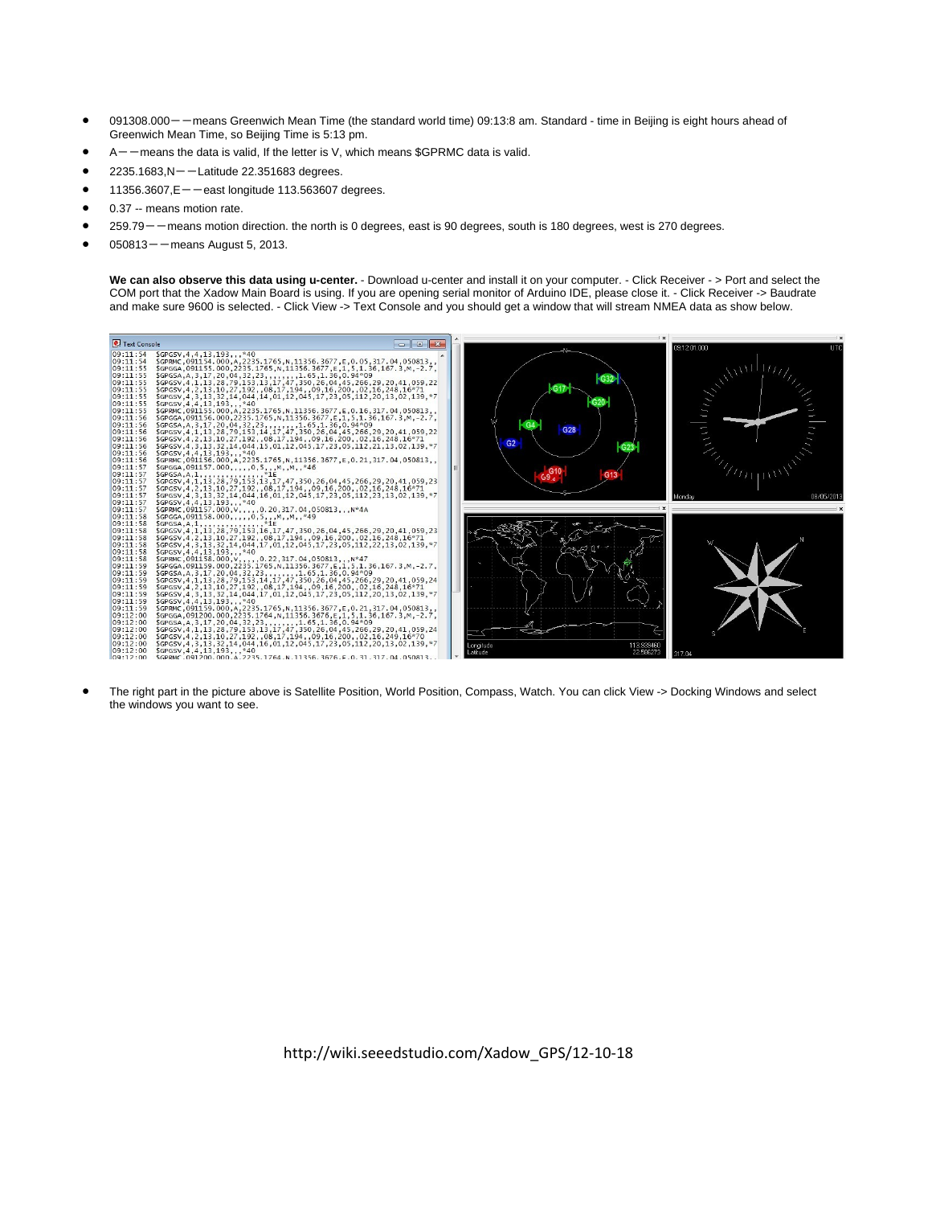- 091308.000——means Greenwich Mean Time (the standard world time) 09:13:8 am. Standard - time in Beijing is eight hours ahead of Greenwich Mean Time, so Beijing Time is 5:13 pm.
- A——means the data is valid, If the letter is V, which means $GPRMC data is valid.
- 2235.1683,N——Latitude 22.351683 degrees.
- 11356.3607,E——east longitude 113.563607 degrees.
- 0.37 -- means motion rate.
- 259.79——means motion direction. the north is 0 degrees, east is 90 degrees, south is 180 degrees, west is 270 degrees.
- 050813——means August 5, 2013.

**We can also observe this data using u-center.** - Download u-center and install it on your computer. - Click Receiver - > Port and select the COM port that the Xadow Main Board is using. If you are opening serial monitor of Arduino IDE, please close it. - Click Receiver -> Baudrate and make sure 9600 is selected. - Click View -> Text Console and you should get a window that will stream NMEA data as show below.

- The right part in the picture above is Satellite Position, World Position, Compass, Watch. You can click View -> Docking Windows and select the windows you want to see.

http://wiki.seeedstudio.com/Xadow_GPS/12-10-18